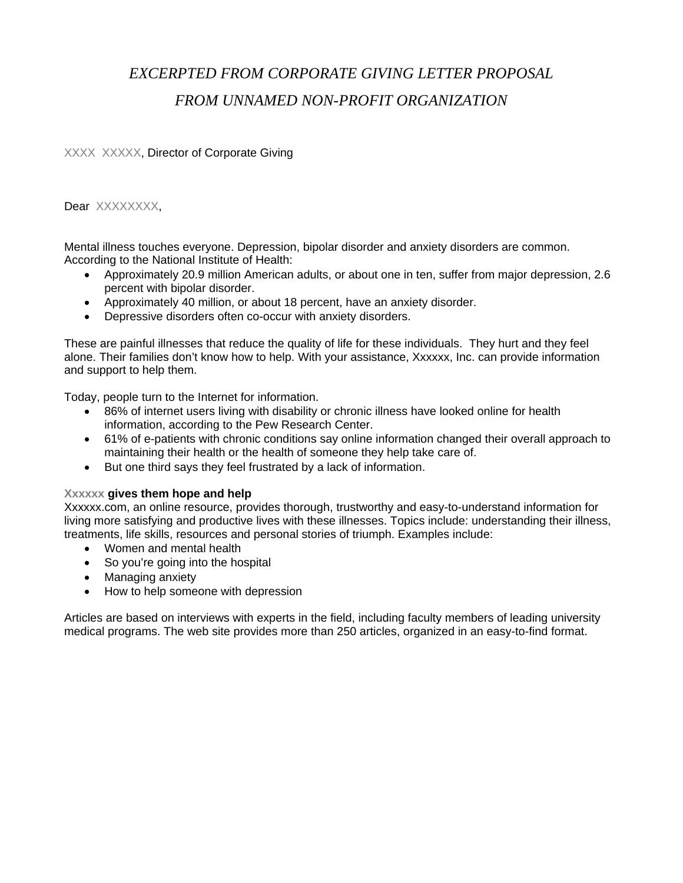*EXCERPTED FROM CORPORATE GIVING LETTER PROPOSAL*

*FROM UNNAMED NON-PROFIT ORGANIZATION*

XXXX XXXXX, Director of Corporate Giving

Dear XXXXXXXX,

Mental illness touches everyone. Depression, bipolar disorder and anxiety disorders are common. According to the National Institute of Health:

- Approximately 20.9 million American adults, or about one in ten, suffer from major depression, 2.6 percent with bipolar disorder.
- Approximately 40 million, or about 18 percent, have an anxiety disorder.
- Depressive disorders often co-occur with anxiety disorders.

These are painful illnesses that reduce the quality of life for these individuals. They hurt and they feel alone. Their families don't know how to help. With your assistance, Xxxxxx, Inc. can provide information and support to help them.

Today, people turn to the Internet for information.

- 86% of internet users living with disability or chronic illness have looked online for health information, according to the Pew Research Center.
- 61% of e-patients with chronic conditions say online information changed their overall approach to maintaining their health or the health of someone they help take care of.
- But one third says they feel frustrated by a lack of information.

**Xxxxxx gives them hope and help**

Xxxxxx.com, an online resource, provides thorough, trustworthy and easy-to-understand information for living more satisfying and productive lives with these illnesses. Topics include: understanding their illness, treatments, life skills, resources and personal stories of triumph. Examples include:

- Women and mental health
- So you're going into the hospital
- Managing anxiety
- How to help someone with depression

Articles are based on interviews with experts in the field, including faculty members of leading university medical programs. The web site provides more than 250 articles, organized in an easy-to-find format.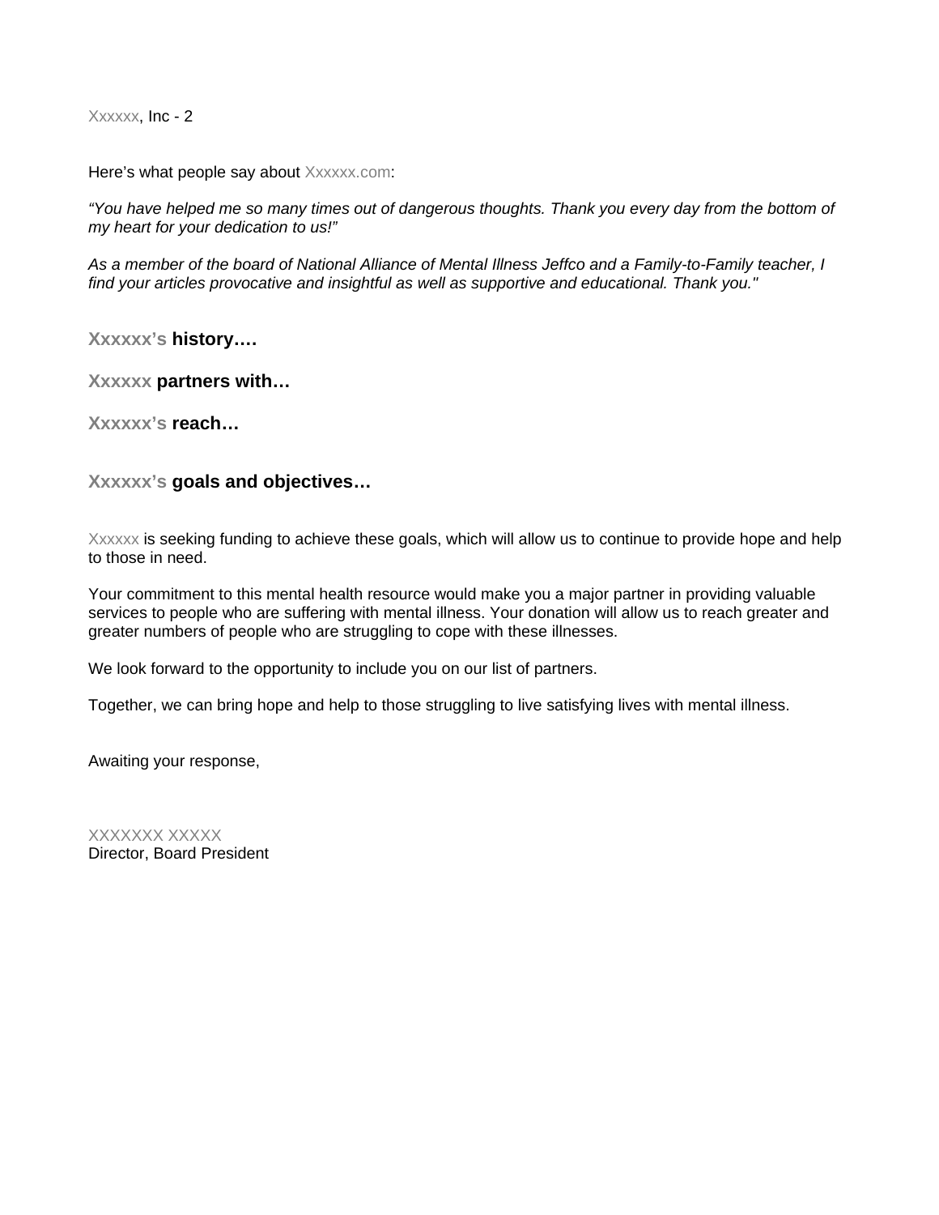Here's what people say about Xxxxxx.com:

*"You have helped me so many times out of dangerous thoughts. Thank you every day from the bottom of my heart for your dedication to us!"*

*As a member of the board of National Alliance of Mental Illness Jeffco and a Family-to-Family teacher, I find your articles provocative and insightful as well as supportive and educational. Thank you."*

**Xxxxxx's history….**

**Xxxxxx partners with…**

**Xxxxxx's reach…**

**Xxxxxx's goals and objectives…**

Xxxxxx is seeking funding to achieve these goals, which will allow us to continue to provide hope and help to those in need.

Your commitment to this mental health resource would make you a major partner in providing valuable services to people who are suffering with mental illness. Your donation will allow us to reach greater and greater numbers of people who are struggling to cope with these illnesses.

We look forward to the opportunity to include you on our list of partners.

Together, we can bring hope and help to those struggling to live satisfying lives with mental illness.

Awaiting your response,

XXXXXXX XXXXX
Director, Board President